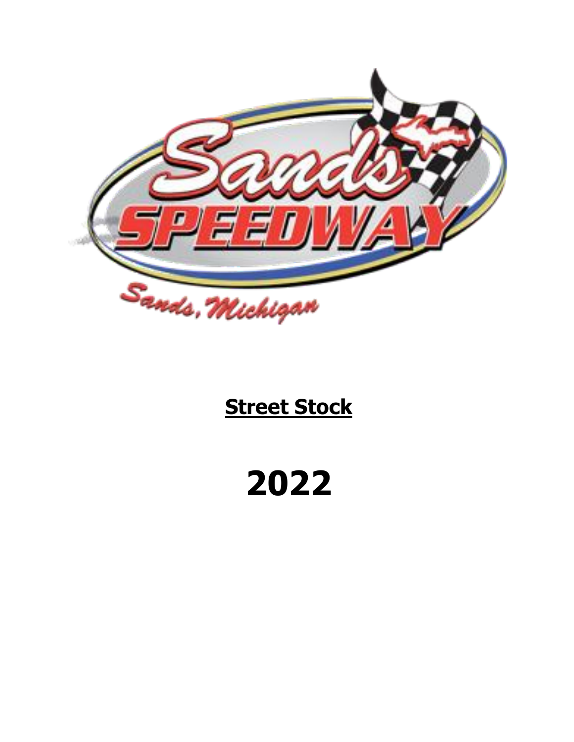Sands Speedway

Sands, Michigan

# Street Stock

# 2022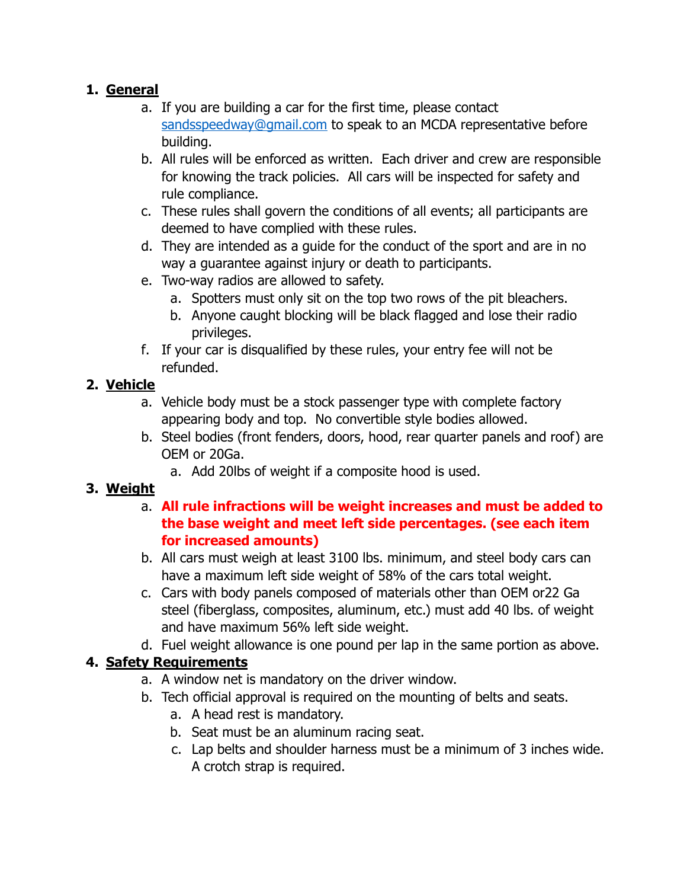1. **General**
    a. If you are building a car for the first time, please contact sandsspeedway@gmail.com to speak to an MCDA representative before building.
    b. All rules will be enforced as written. Each driver and crew are responsible for knowing the track policies. All cars will be inspected for safety and rule compliance.
    c. These rules shall govern the conditions of all events; all participants are deemed to have complied with these rules.
    d. They are intended as a guide for the conduct of the sport and are in no way a guarantee against injury or death to participants.
    e. Two-way radios are allowed to safety.
        a. Spotters must only sit on the top two rows of the pit bleachers.
        b. Anyone caught blocking will be black flagged and lose their radio privileges.
    f. If your car is disqualified by these rules, your entry fee will not be refunded.
2. **Vehicle**
    a. Vehicle body must be a stock passenger type with complete factory appearing body and top. No convertible style bodies allowed.
    b. Steel bodies (front fenders, doors, hood, rear quarter panels and roof) are OEM or 20Ga.
        a. Add 20lbs of weight if a composite hood is used.
3. **Weight**
    a. **All rule infractions will be weight increases and must be added to the base weight and meet left side percentages. (see each item for increased amounts)**
    b. All cars must weigh at least 3100 lbs. minimum, and steel body cars can have a maximum left side weight of 58% of the cars total weight.
    c. Cars with body panels composed of materials other than OEM or22 Ga steel (fiberglass, composites, aluminum, etc.) must add 40 lbs. of weight and have maximum 56% left side weight.
    d. Fuel weight allowance is one pound per lap in the same portion as above.
4. **Safety Requirements**
    a. A window net is mandatory on the driver window.
    b. Tech official approval is required on the mounting of belts and seats.
        a. A head rest is mandatory.
        b. Seat must be an aluminum racing seat.
        c. Lap belts and shoulder harness must be a minimum of 3 inches wide. A crotch strap is required.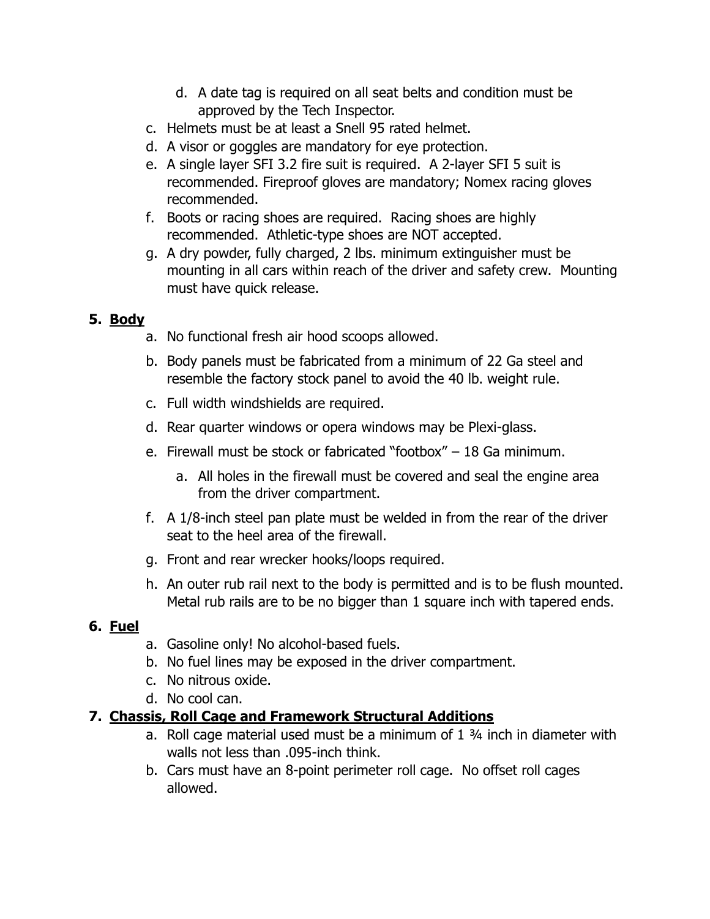d. A date tag is required on all seat belts and condition must be approved by the Tech Inspector.

c. Helmets must be at least a Snell 95 rated helmet.
d. A visor or goggles are mandatory for eye protection.
e. A single layer SFI 3.2 fire suit is required. A 2-layer SFI 5 suit is recommended. Fireproof gloves are mandatory; Nomex racing gloves recommended.
f. Boots or racing shoes are required. Racing shoes are highly recommended. Athletic-type shoes are NOT accepted.
g. A dry powder, fully charged, 2 lbs. minimum extinguisher must be mounting in all cars within reach of the driver and safety crew. Mounting must have quick release.

## 5. Body

a. No functional fresh air hood scoops allowed.
b. Body panels must be fabricated from a minimum of 22 Ga steel and resemble the factory stock panel to avoid the 40 lb. weight rule.
c. Full width windshields are required.
d. Rear quarter windows or opera windows may be Plexi-glass.
e. Firewall must be stock or fabricated "footbox" – 18 Ga minimum.
   a. All holes in the firewall must be covered and seal the engine area from the driver compartment.
f. A 1/8-inch steel pan plate must be welded in from the rear of the driver seat to the heel area of the firewall.
g. Front and rear wrecker hooks/loops required.
h. An outer rub rail next to the body is permitted and is to be flush mounted. Metal rub rails are to be no bigger than 1 square inch with tapered ends.

## 6. Fuel

a. Gasoline only! No alcohol-based fuels.
b. No fuel lines may be exposed in the driver compartment.
c. No nitrous oxide.
d. No cool can.

## 7. Chassis, Roll Cage and Framework Structural Additions

a. Roll cage material used must be a minimum of 1 ¾ inch in diameter with walls not less than .095-inch think.
b. Cars must have an 8-point perimeter roll cage. No offset roll cages allowed.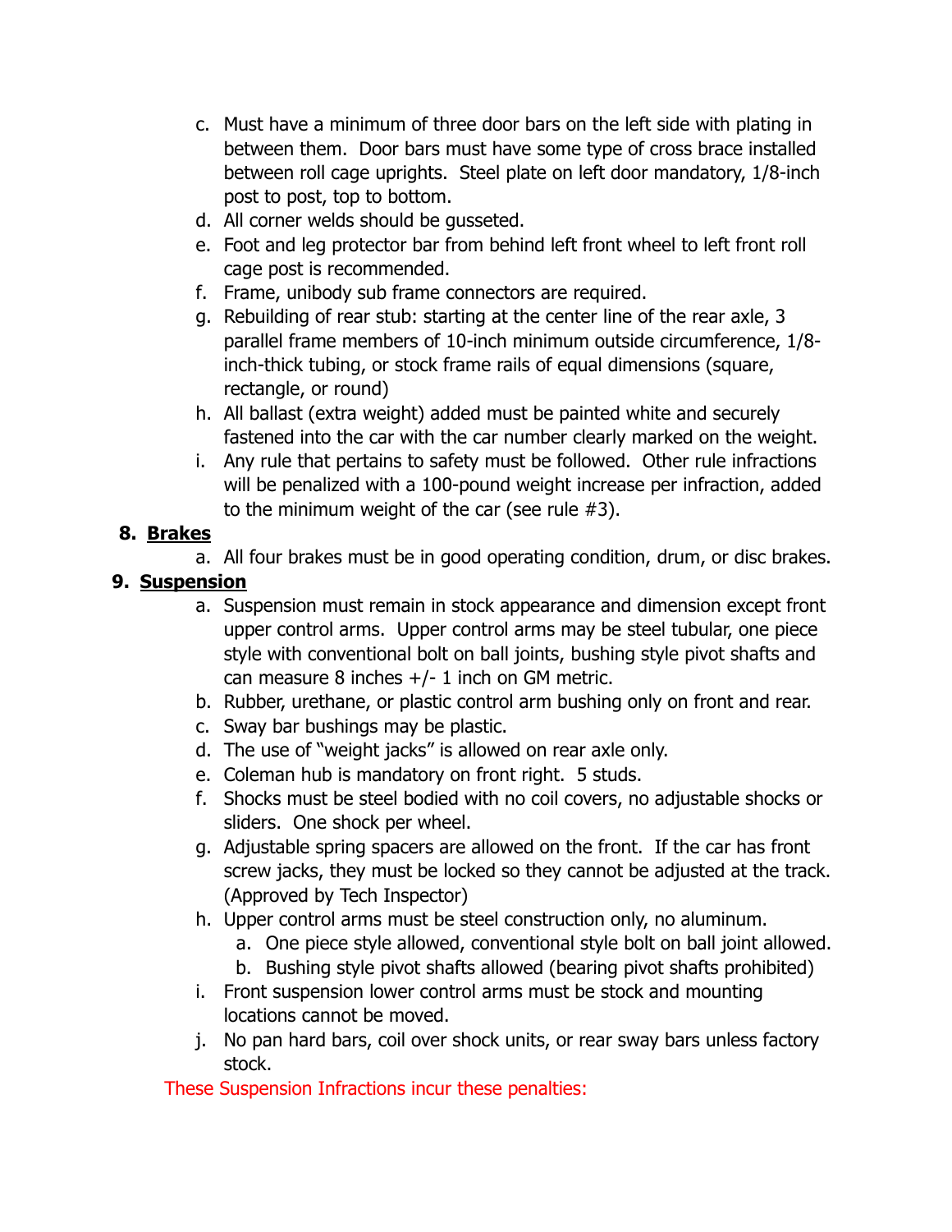c. Must have a minimum of three door bars on the left side with plating in between them. Door bars must have some type of cross brace installed between roll cage uprights. Steel plate on left door mandatory, 1/8-inch post to post, top to bottom.
d. All corner welds should be gusseted.
e. Foot and leg protector bar from behind left front wheel to left front roll cage post is recommended.
f. Frame, unibody sub frame connectors are required.
g. Rebuilding of rear stub: starting at the center line of the rear axle, 3 parallel frame members of 10-inch minimum outside circumference, 1/8-inch-thick tubing, or stock frame rails of equal dimensions (square, rectangle, or round)
h. All ballast (extra weight) added must be painted white and securely fastened into the car with the car number clearly marked on the weight.
i. Any rule that pertains to safety must be followed. Other rule infractions will be penalized with a 100-pound weight increase per infraction, added to the minimum weight of the car (see rule #3).

**8. <u>Brakes</u>**

a. All four brakes must be in good operating condition, drum, or disc brakes.

**9. <u>Suspension</u>**

a. Suspension must remain in stock appearance and dimension except front upper control arms. Upper control arms may be steel tubular, one piece style with conventional bolt on ball joints, bushing style pivot shafts and can measure 8 inches +/- 1 inch on GM metric.
b. Rubber, urethane, or plastic control arm bushing only on front and rear.
c. Sway bar bushings may be plastic.
d. The use of "weight jacks" is allowed on rear axle only.
e. Coleman hub is mandatory on front right. 5 studs.
f. Shocks must be steel bodied with no coil covers, no adjustable shocks or sliders. One shock per wheel.
g. Adjustable spring spacers are allowed on the front. If the car has front screw jacks, they must be locked so they cannot be adjusted at the track. (Approved by Tech Inspector)
h. Upper control arms must be steel construction only, no aluminum.
    a. One piece style allowed, conventional style bolt on ball joint allowed.
    b. Bushing style pivot shafts allowed (bearing pivot shafts prohibited)
i. Front suspension lower control arms must be stock and mounting locations cannot be moved.
j. No pan hard bars, coil over shock units, or rear sway bars unless factory stock.

These Suspension Infractions incur these penalties: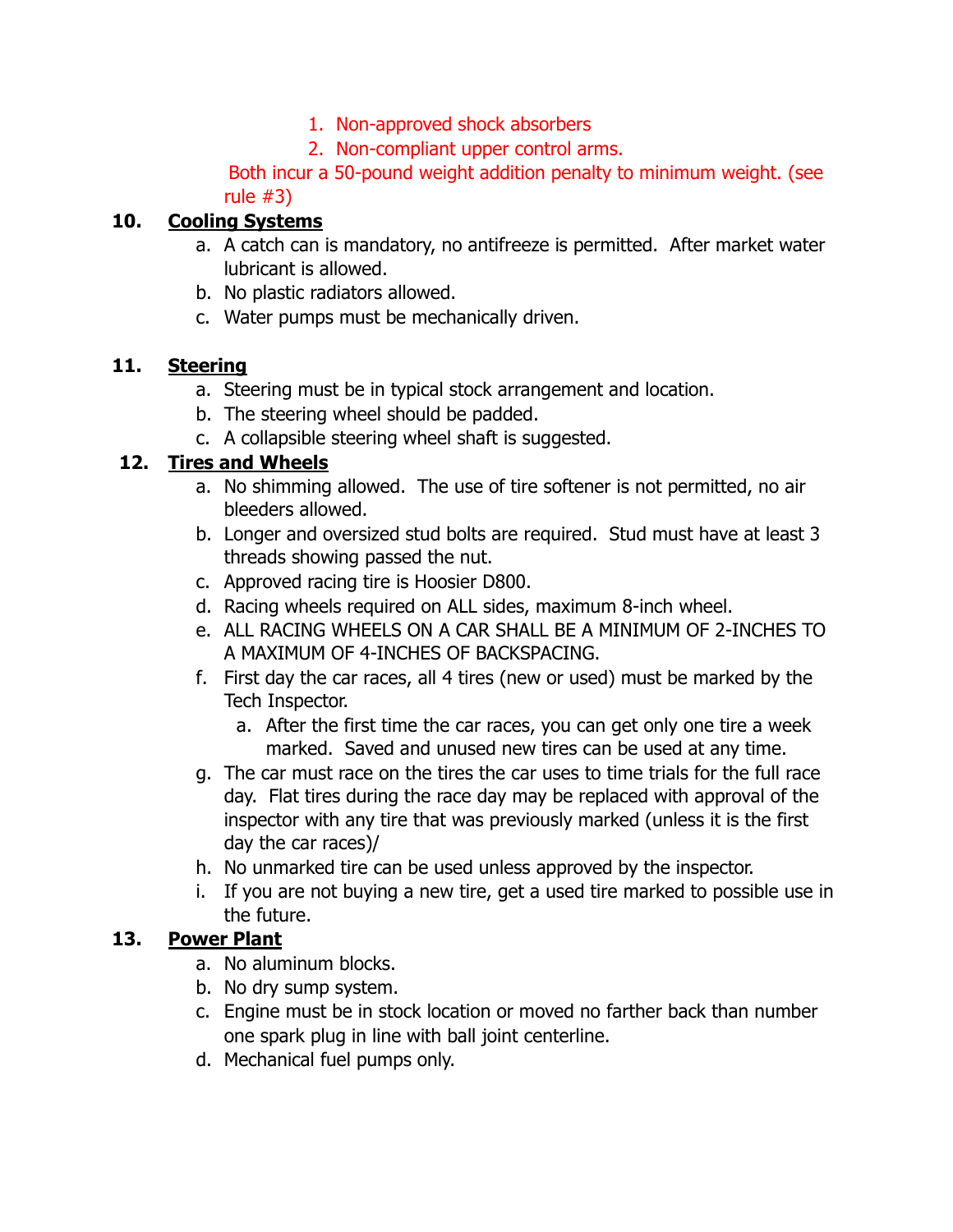1. Non-approved shock absorbers
2. Non-compliant upper control arms.

Both incur a 50-pound weight addition penalty to minimum weight. (see rule #3)

**10. <u>Cooling Systems</u>**

a. A catch can is mandatory, no antifreeze is permitted. After market water lubricant is allowed.
b. No plastic radiators allowed.
c. Water pumps must be mechanically driven.

**11. <u>Steering</u>**

a. Steering must be in typical stock arrangement and location.
b. The steering wheel should be padded.
c. A collapsible steering wheel shaft is suggested.

**12. <u>Tires and Wheels</u>**

a. No shimming allowed. The use of tire softener is not permitted, no air bleeders allowed.
b. Longer and oversized stud bolts are required. Stud must have at least 3 threads showing passed the nut.
c. Approved racing tire is Hoosier D800.
d. Racing wheels required on ALL sides, maximum 8-inch wheel.
e. ALL RACING WHEELS ON A CAR SHALL BE A MINIMUM OF 2-INCHES TO A MAXIMUM OF 4-INCHES OF BACKSPACING.
f. First day the car races, all 4 tires (new or used) must be marked by the Tech Inspector.
   a. After the first time the car races, you can get only one tire a week marked. Saved and unused new tires can be used at any time.
g. The car must race on the tires the car uses to time trials for the full race day. Flat tires during the race day may be replaced with approval of the inspector with any tire that was previously marked (unless it is the first day the car races)/
h. No unmarked tire can be used unless approved by the inspector.
i. If you are not buying a new tire, get a used tire marked to possible use in the future.

**13. <u>Power Plant</u>**

a. No aluminum blocks.
b. No dry sump system.
c. Engine must be in stock location or moved no farther back than number one spark plug in line with ball joint centerline.
d. Mechanical fuel pumps only.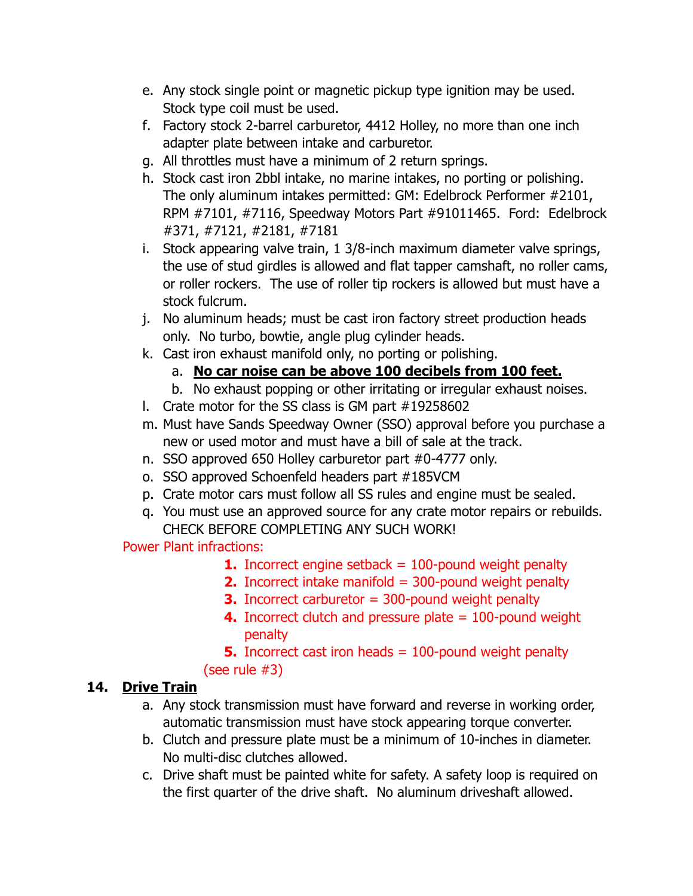e. Any stock single point or magnetic pickup type ignition may be used. Stock type coil must be used.
f. Factory stock 2-barrel carburetor, 4412 Holley, no more than one inch adapter plate between intake and carburetor.
g. All throttles must have a minimum of 2 return springs.
h. Stock cast iron 2bbl intake, no marine intakes, no porting or polishing. The only aluminum intakes permitted: GM: Edelbrock Performer #2101, RPM #7101, #7116, Speedway Motors Part #91011465. Ford: Edelbrock #371, #7121, #2181, #7181
i. Stock appearing valve train, 1 3/8-inch maximum diameter valve springs, the use of stud girdles is allowed and flat tapper camshaft, no roller cams, or roller rockers. The use of roller tip rockers is allowed but must have a stock fulcrum.
j. No aluminum heads; must be cast iron factory street production heads only. No turbo, bowtie, angle plug cylinder heads.
k. Cast iron exhaust manifold only, no porting or polishing.
   a. **No car noise can be above 100 decibels from 100 feet.**
   b. No exhaust popping or other irritating or irregular exhaust noises.
l. Crate motor for the SS class is GM part #19258602
m. Must have Sands Speedway Owner (SSO) approval before you purchase a new or used motor and must have a bill of sale at the track.
n. SSO approved 650 Holley carburetor part #0-4777 only.
o. SSO approved Schoenfeld headers part #185VCM
p. Crate motor cars must follow all SS rules and engine must be sealed.
q. You must use an approved source for any crate motor repairs or rebuilds. CHECK BEFORE COMPLETING ANY SUCH WORK!

Power Plant infractions:

1. Incorrect engine setback = 100-pound weight penalty
2. Incorrect intake manifold = 300-pound weight penalty
3. Incorrect carburetor = 300-pound weight penalty
4. Incorrect clutch and pressure plate = 100-pound weight penalty
5. Incorrect cast iron heads = 100-pound weight penalty

(see rule #3)

## 14. Drive Train

a. Any stock transmission must have forward and reverse in working order, automatic transmission must have stock appearing torque converter.
b. Clutch and pressure plate must be a minimum of 10-inches in diameter. No multi-disc clutches allowed.
c. Drive shaft must be painted white for safety. A safety loop is required on the first quarter of the drive shaft. No aluminum driveshaft allowed.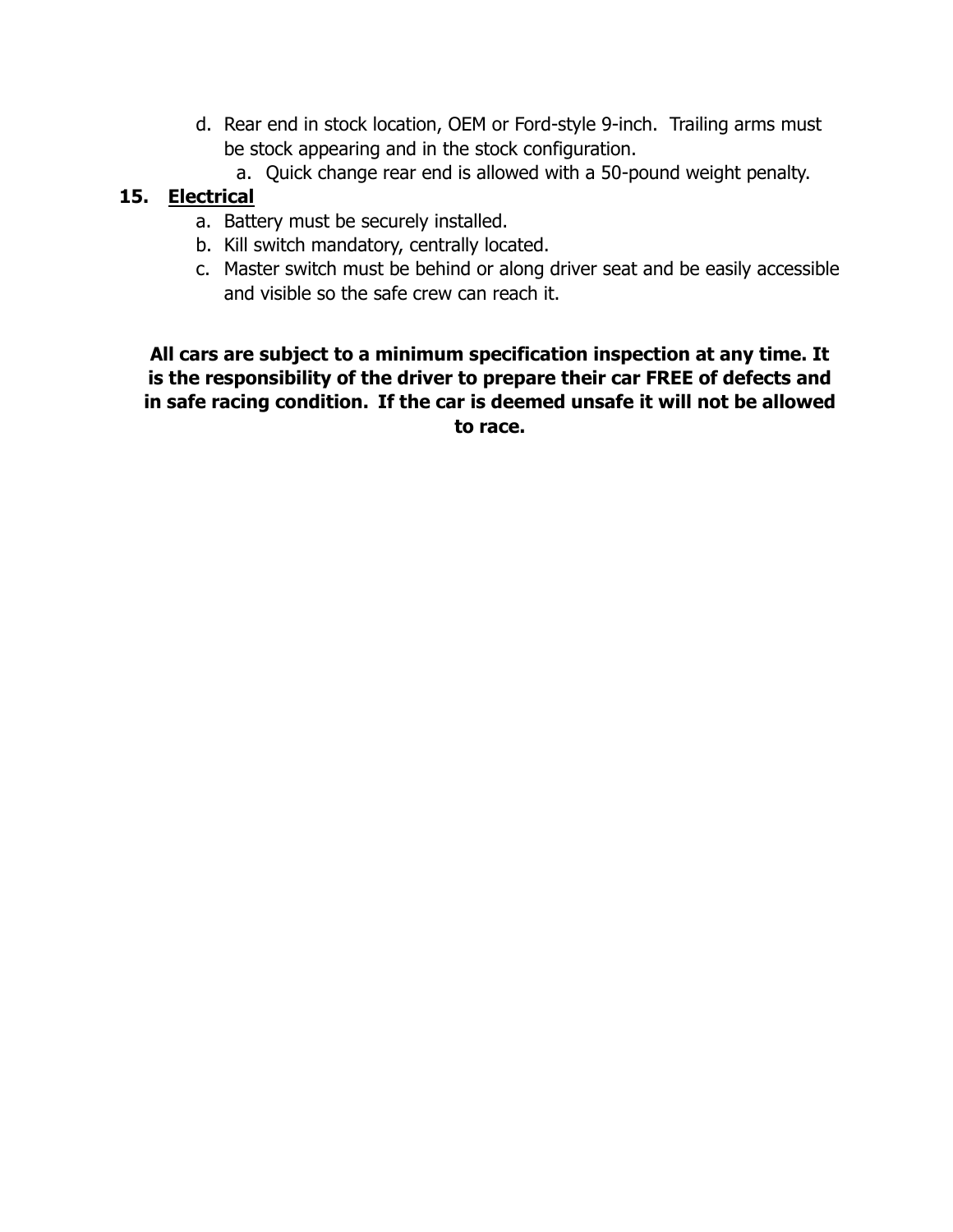d. Rear end in stock location, OEM or Ford-style 9-inch. Trailing arms must be stock appearing and in the stock configuration.
    a. Quick change rear end is allowed with a 50-pound weight penalty.

**15. <u>Electrical</u>**

a. Battery must be securely installed.
b. Kill switch mandatory, centrally located.
c. Master switch must be behind or along driver seat and be easily accessible and visible so the safe crew can reach it.

**All cars are subject to a minimum specification inspection at any time. It is the responsibility of the driver to prepare their car FREE of defects and in safe racing condition. If the car is deemed unsafe it will not be allowed to race.**